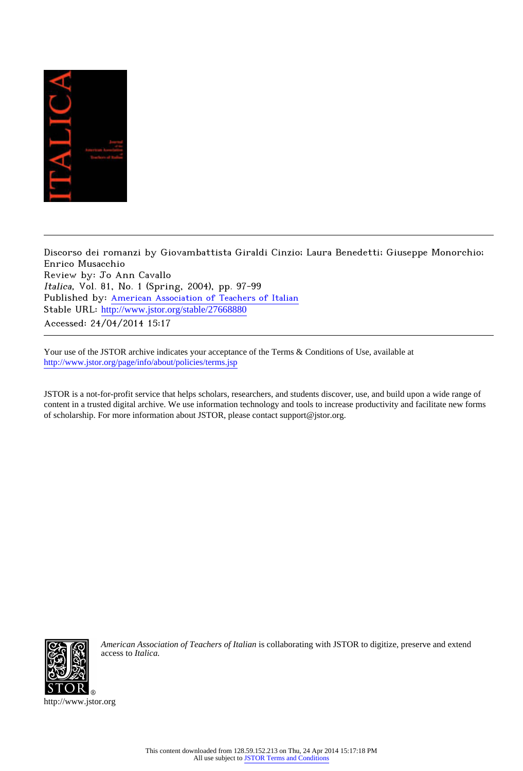Discorso dei romanzi by Giovambattista Giraldi Cinzio; Laura Benedetti; Giuseppe Monorchio; Enrico Musacchio
Review by: Jo Ann Cavallo
*Italica*, Vol. 81, No. 1 (Spring, 2004), pp. 97-99
Published by: American Association of Teachers of Italian
Stable URL: http://www.jstor.org/stable/27668880
Accessed: 24/04/2014 15:17

---

Your use of the JSTOR archive indicates your acceptance of the Terms & Conditions of Use, available at
http://www.jstor.org/page/info/about/policies/terms.jsp

JSTOR is a not-for-profit service that helps scholars, researchers, and students discover, use, and build upon a wide range of content in a trusted digital archive. We use information technology and tools to increase productivity and facilitate new forms of scholarship. For more information about JSTOR, please contact support@jstor.org.

*American Association of Teachers of Italian* is collaborating with JSTOR to digitize, preserve and extend access to *Italica*.

http://www.jstor.org

This content downloaded from 128.59.152.213 on Thu, 24 Apr 2014 15:17:18 PM
All use subject to JSTOR Terms and Conditions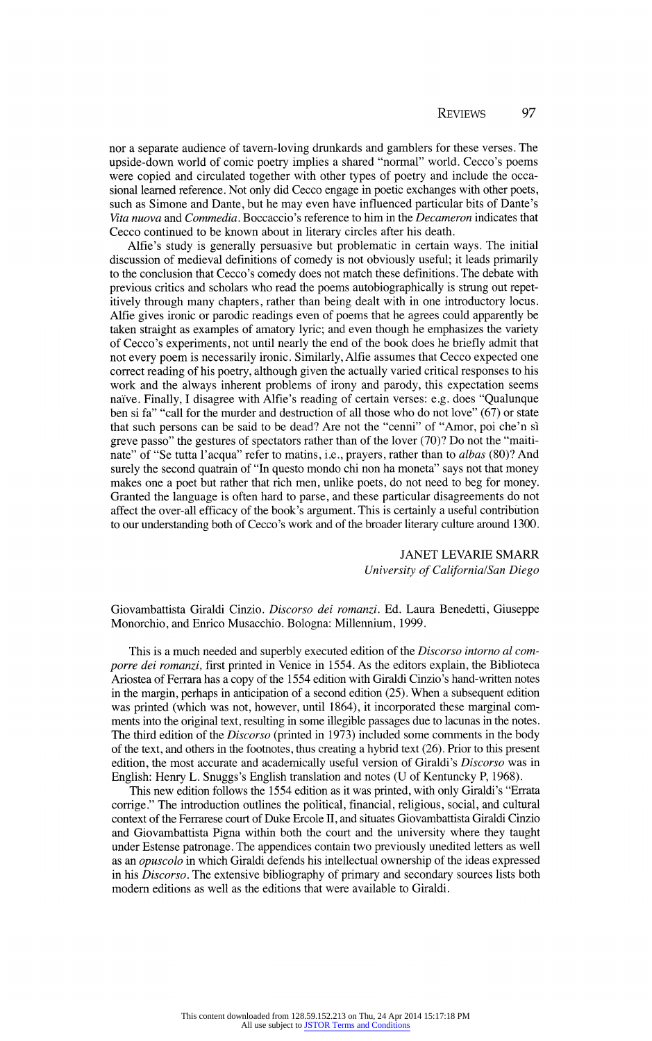nor a separate audience of tavern-loving drunkards and gamblers for these verses. The upside-down world of comic poetry implies a shared "normal" world. Cecco's poems were copied and circulated together with other types of poetry and include the occasional learned reference. Not only did Cecco engage in poetic exchanges with other poets, such as Simone and Dante, but he may even have influenced particular bits of Dante's *Vita nuova* and *Commedia*. Boccaccio's reference to him in the *Decameron* indicates that Cecco continued to be known about in literary circles after his death.

Alfie's study is generally persuasive but problematic in certain ways. The initial discussion of medieval definitions of comedy is not obviously useful; it leads primarily to the conclusion that Cecco's comedy does not match these definitions. The debate with previous critics and scholars who read the poems autobiographically is strung out repetitively through many chapters, rather than being dealt with in one introductory locus. Alfie gives ironic or parodic readings even of poems that he agrees could apparently be taken straight as examples of amatory lyric; and even though he emphasizes the variety of Cecco's experiments, not until nearly the end of the book does he briefly admit that not every poem is necessarily ironic. Similarly, Alfie assumes that Cecco expected one correct reading of his poetry, although given the actually varied critical responses to his work and the always inherent problems of irony and parody, this expectation seems naïve. Finally, I disagree with Alfie's reading of certain verses: e.g. does "Qualunque ben si fa" "call for the murder and destruction of all those who do not love" (67) or state that such persons can be said to be dead? Are not the "cenni" of "Amor, poi che'n sì greve passo" the gestures of spectators rather than of the lover (70)? Do not the "maitinate" of "Se tutta l'acqua" refer to matins, i.e., prayers, rather than to *albas* (80)? And surely the second quatrain of "In questo mondo chi non ha moneta" says not that money makes one a poet but rather that rich men, unlike poets, do not need to beg for money. Granted the language is often hard to parse, and these particular disagreements do not affect the over-all efficacy of the book's argument. This is certainly a useful contribution to our understanding both of Cecco's work and of the broader literary culture around 1300.

JANET LEVARIE SMARR
*University of California/San Diego*

Giovambattista Giraldi Cinzio. *Discorso dei romanzi*. Ed. Laura Benedetti, Giuseppe Monorchio, and Enrico Musacchio. Bologna: Millennium, 1999.

This is a much needed and superbly executed edition of the *Discorso intorno al comporre dei romanzi,* first printed in Venice in 1554. As the editors explain, the Biblioteca Ariostea of Ferrara has a copy of the 1554 edition with Giraldi Cinzio's hand-written notes in the margin, perhaps in anticipation of a second edition (25). When a subsequent edition was printed (which was not, however, until 1864), it incorporated these marginal comments into the original text, resulting in some illegible passages due to lacunas in the notes. The third edition of the *Discorso* (printed in 1973) included some comments in the body of the text, and others in the footnotes, thus creating a hybrid text (26). Prior to this present edition, the most accurate and academically useful version of Giraldi's *Discorso* was in English: Henry L. Snuggs's English translation and notes (U of Kentuncky P, 1968).

This new edition follows the 1554 edition as it was printed, with only Giraldi's "Errata corrige." The introduction outlines the political, financial, religious, social, and cultural context of the Ferrarese court of Duke Ercole II, and situates Giovambattista Giraldi Cinzio and Giovambattista Pigna within both the court and the university where they taught under Estense patronage. The appendices contain two previously unedited letters as well as an *opuscolo* in which Giraldi defends his intellectual ownership of the ideas expressed in his *Discorso*. The extensive bibliography of primary and secondary sources lists both modern editions as well as the editions that were available to Giraldi.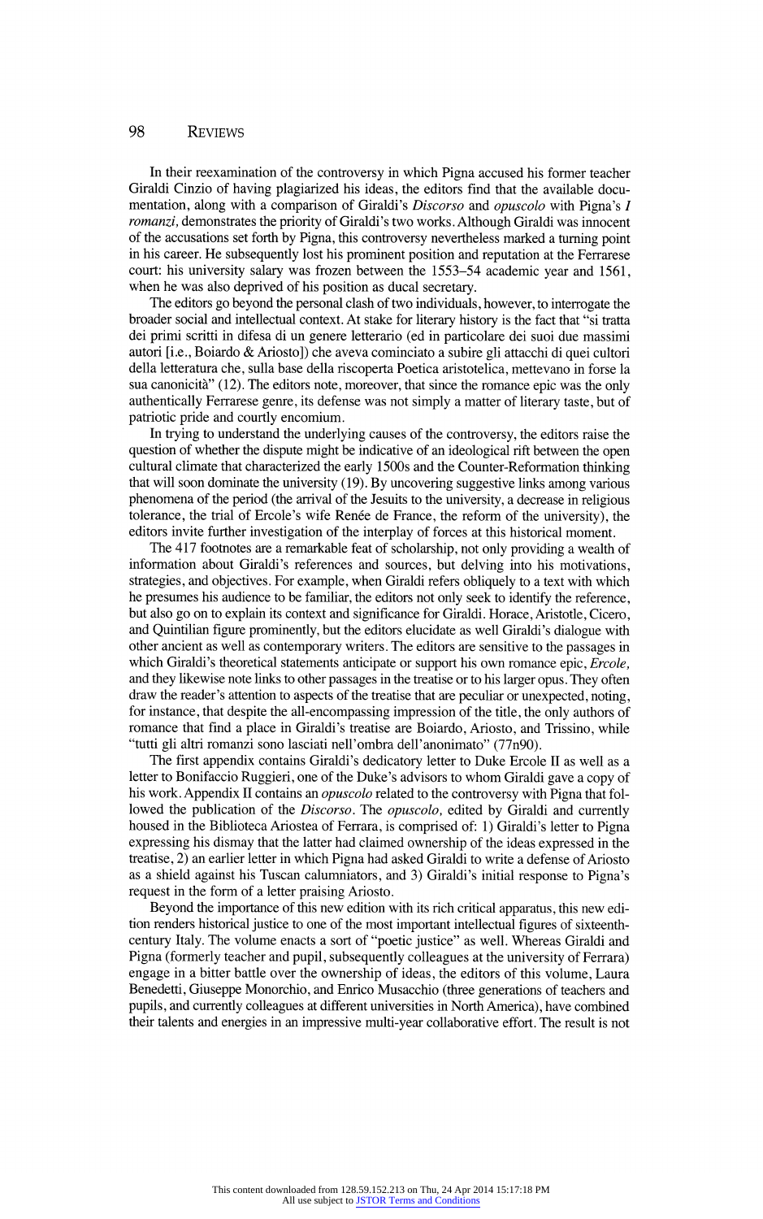In their reexamination of the controversy in which Pigna accused his former teacher Giraldi Cinzio of having plagiarized his ideas, the editors find that the available documentation, along with a comparison of Giraldi's *Discorso* and *opuscolo* with Pigna's *I romanzi,* demonstrates the priority of Giraldi's two works. Although Giraldi was innocent of the accusations set forth by Pigna, this controversy nevertheless marked a turning point in his career. He subsequently lost his prominent position and reputation at the Ferrarese court: his university salary was frozen between the 1553–54 academic year and 1561, when he was also deprived of his position as ducal secretary.

The editors go beyond the personal clash of two individuals, however, to interrogate the broader social and intellectual context. At stake for literary history is the fact that "si tratta dei primi scritti in difesa di un genere letterario (ed in particolare dei suoi due massimi autori [i.e., Boiardo & Ariosto]) che aveva cominciato a subire gli attacchi di quei cultori della letteratura che, sulla base della riscoperta Poetica aristotelica, mettevano in forse la sua canonicità" (12). The editors note, moreover, that since the romance epic was the only authentically Ferrarese genre, its defense was not simply a matter of literary taste, but of patriotic pride and courtly encomium.

In trying to understand the underlying causes of the controversy, the editors raise the question of whether the dispute might be indicative of an ideological rift between the open cultural climate that characterized the early 1500s and the Counter-Reformation thinking that will soon dominate the university (19). By uncovering suggestive links among various phenomena of the period (the arrival of the Jesuits to the university, a decrease in religious tolerance, the trial of Ercole's wife Renée de France, the reform of the university), the editors invite further investigation of the interplay of forces at this historical moment.

The 417 footnotes are a remarkable feat of scholarship, not only providing a wealth of information about Giraldi's references and sources, but delving into his motivations, strategies, and objectives. For example, when Giraldi refers obliquely to a text with which he presumes his audience to be familiar, the editors not only seek to identify the reference, but also go on to explain its context and significance for Giraldi. Horace, Aristotle, Cicero, and Quintilian figure prominently, but the editors elucidate as well Giraldi's dialogue with other ancient as well as contemporary writers. The editors are sensitive to the passages in which Giraldi's theoretical statements anticipate or support his own romance epic, *Ercole,* and they likewise note links to other passages in the treatise or to his larger opus. They often draw the reader's attention to aspects of the treatise that are peculiar or unexpected, noting, for instance, that despite the all-encompassing impression of the title, the only authors of romance that find a place in Giraldi's treatise are Boiardo, Ariosto, and Trissino, while "tutti gli altri romanzi sono lasciati nell'ombra dell'anonimato" (77n90).

The first appendix contains Giraldi's dedicatory letter to Duke Ercole II as well as a letter to Bonifaccio Ruggieri, one of the Duke's advisors to whom Giraldi gave a copy of his work. Appendix II contains an *opuscolo* related to the controversy with Pigna that followed the publication of the *Discorso*. The *opuscolo,* edited by Giraldi and currently housed in the Biblioteca Ariostea of Ferrara, is comprised of: 1) Giraldi's letter to Pigna expressing his dismay that the latter had claimed ownership of the ideas expressed in the treatise, 2) an earlier letter in which Pigna had asked Giraldi to write a defense of Ariosto as a shield against his Tuscan calumniators, and 3) Giraldi's initial response to Pigna's request in the form of a letter praising Ariosto.

Beyond the importance of this new edition with its rich critical apparatus, this new edition renders historical justice to one of the most important intellectual figures of sixteenth-century Italy. The volume enacts a sort of "poetic justice" as well. Whereas Giraldi and Pigna (formerly teacher and pupil, subsequently colleagues at the university of Ferrara) engage in a bitter battle over the ownership of ideas, the editors of this volume, Laura Benedetti, Giuseppe Monorchio, and Enrico Musacchio (three generations of teachers and pupils, and currently colleagues at different universities in North America), have combined their talents and energies in an impressive multi-year collaborative effort. The result is not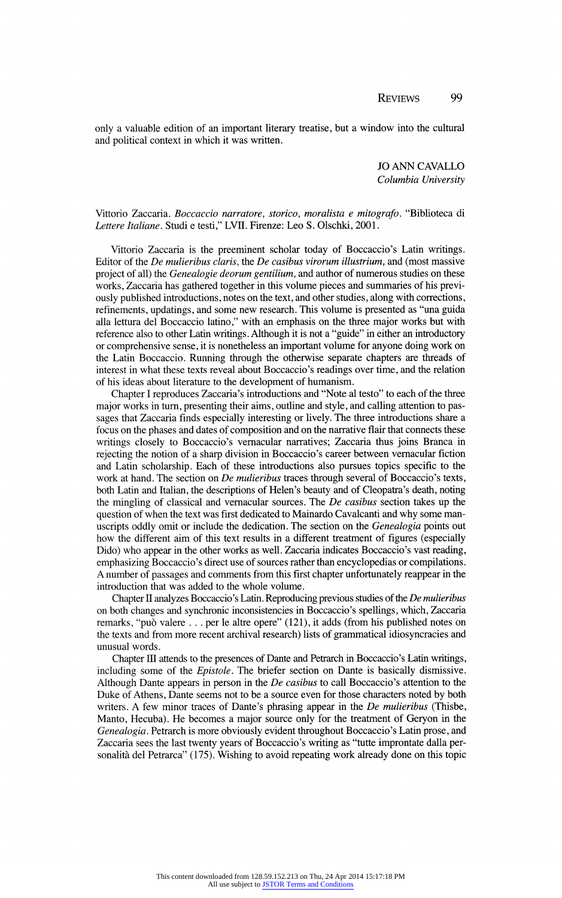only a valuable edition of an important literary treatise, but a window into the cultural and political context in which it was written.

JO ANN CAVALLO
*Columbia University*

Vittorio Zaccaria. *Boccaccio narratore, storico, moralista e mitografo*. "Biblioteca di *Lettere Italiane*. Studi e testi," LVII. Firenze: Leo S. Olschki, 2001.

Vittorio Zaccaria is the preeminent scholar today of Boccaccio's Latin writings. Editor of the *De mulieribus claris*, the *De casibus virorum illustrium*, and (most massive project of all) the *Genealogie deorum gentilium*, and author of numerous studies on these works, Zaccaria has gathered together in this volume pieces and summaries of his previously published introductions, notes on the text, and other studies, along with corrections, refinements, updatings, and some new research. This volume is presented as "una guida alla lettura del Boccaccio latino," with an emphasis on the three major works but with reference also to other Latin writings. Although it is not a "guide" in either an introductory or comprehensive sense, it is nonetheless an important volume for anyone doing work on the Latin Boccaccio. Running through the otherwise separate chapters are threads of interest in what these texts reveal about Boccaccio's readings over time, and the relation of his ideas about literature to the development of humanism.

Chapter I reproduces Zaccaria's introductions and "Note al testo" to each of the three major works in turn, presenting their aims, outline and style, and calling attention to passages that Zaccaria finds especially interesting or lively. The three introductions share a focus on the phases and dates of composition and on the narrative flair that connects these writings closely to Boccaccio's vernacular narratives; Zaccaria thus joins Branca in rejecting the notion of a sharp division in Boccaccio's career between vernacular fiction and Latin scholarship. Each of these introductions also pursues topics specific to the work at hand. The section on *De mulieribus* traces through several of Boccaccio's texts, both Latin and Italian, the descriptions of Helen's beauty and of Cleopatra's death, noting the mingling of classical and vernacular sources. The *De casibus* section takes up the question of when the text was first dedicated to Mainardo Cavalcanti and why some manuscripts oddly omit or include the dedication. The section on the *Genealogia* points out how the different aim of this text results in a different treatment of figures (especially Dido) who appear in the other works as well. Zaccaria indicates Boccaccio's vast reading, emphasizing Boccaccio's direct use of sources rather than encyclopedias or compilations. A number of passages and comments from this first chapter unfortunately reappear in the introduction that was added to the whole volume.

Chapter II analyzes Boccaccio's Latin. Reproducing previous studies of the *De mulieribus* on both changes and synchronic inconsistencies in Boccaccio's spellings, which, Zaccaria remarks, "può valere . . . per le altre opere" (121), it adds (from his published notes on the texts and from more recent archival research) lists of grammatical idiosyncracies and unusual words.

Chapter III attends to the presences of Dante and Petrarch in Boccaccio's Latin writings, including some of the *Epistole*. The briefer section on Dante is basically dismissive. Although Dante appears in person in the *De casibus* to call Boccaccio's attention to the Duke of Athens, Dante seems not to be a source even for those characters noted by both writers. A few minor traces of Dante's phrasing appear in the *De mulieribus* (Thisbe, Manto, Hecuba). He becomes a major source only for the treatment of Geryon in the *Genealogia*. Petrarch is more obviously evident throughout Boccaccio's Latin prose, and Zaccaria sees the last twenty years of Boccaccio's writing as "tutte improntate dalla personalità del Petrarca" (175). Wishing to avoid repeating work already done on this topic